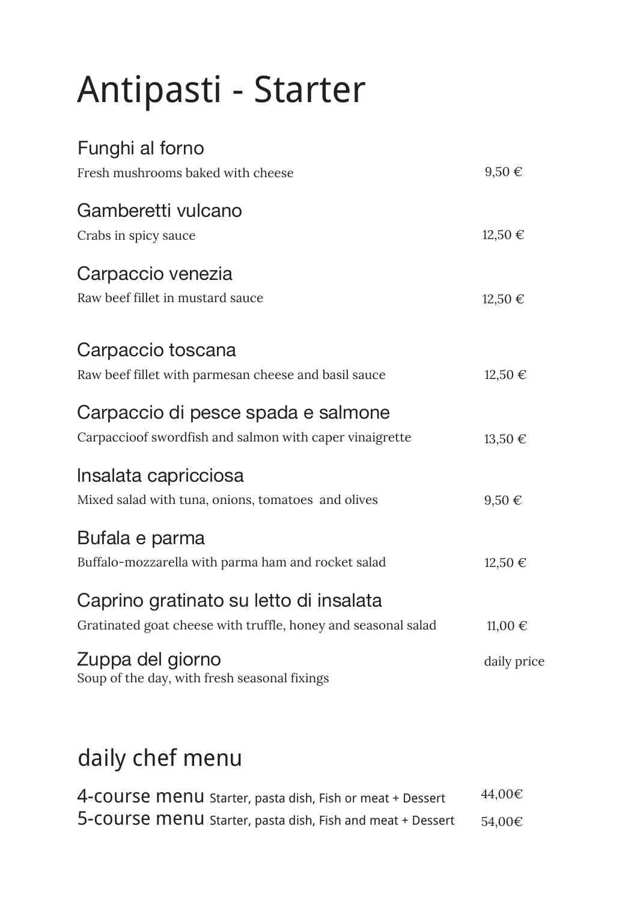# Antipasti - Starter

## Funghi al forno

Fresh mushrooms baked with cheese 9,50 €

## Gamberetti vulcano

Crabs in spicy sauce 12,50 €

## Carpaccio venezia

Raw beef fillet in mustard sauce 12,50 €

## Carpaccio toscana

Raw beef fillet with parmesan cheese and basil sauce 12,50 €

## Carpaccio di pesce spada e salmone

Carpaccioof swordfish and salmon with caper vinaigrette 13,50 €

## Insalata capricciosa

Mixed salad with tuna, onions, tomatoes and olives 9,50 €

## Bufala e parma

Buffalo-mozzarella with parma ham and rocket salad 12,50 €

## Caprino gratinato su letto di insalata

Gratinated goat cheese with truffle, honey and seasonal salad 11,00 €

## Zuppa del giorno

Soup of the day, with fresh seasonal fixings daily price

# daily chef menu

4-course menu Starter, pasta dish, Fish or meat + Dessert 44,00€

5-course menu Starter, pasta dish, Fish and meat + Dessert 54,00€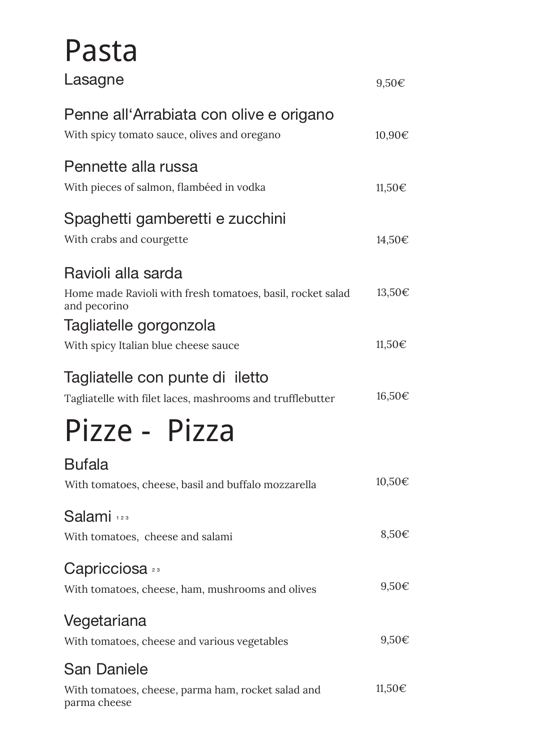# Pasta

## Lasagne
9,50€

## Penne all'Arrabiata con olive e origano
With spicy tomato sauce, olives and oregano
10,90€

## Pennette alla russa
With pieces of salmon, flambéed in vodka
11,50€

## Spaghetti gamberetti e zucchini
With crabs and courgette
14,50€

## Ravioli alla sarda
Home made Ravioli with fresh tomatoes, basil, rocket salad and pecorino
13,50€

## Tagliatelle gorgonzola
With spicy Italian blue cheese sauce
11,50€

## Tagliatelle con punte di iletto
Tagliatelle with filet laces, mashrooms and trufflebutter
16,50€

# Pizze - Pizza

## Bufala
With tomatoes, cheese, basil and buffalo mozzarella
10,50€

## Salami [1 2 3]
With tomatoes, cheese and salami
8,50€

## Capricciosa [2 3]
With tomatoes, cheese, ham, mushrooms and olives
9,50€

## Vegetariana
With tomatoes, cheese and various vegetables
9,50€

## San Daniele
With tomatoes, cheese, parma ham, rocket salad and parma cheese
11,50€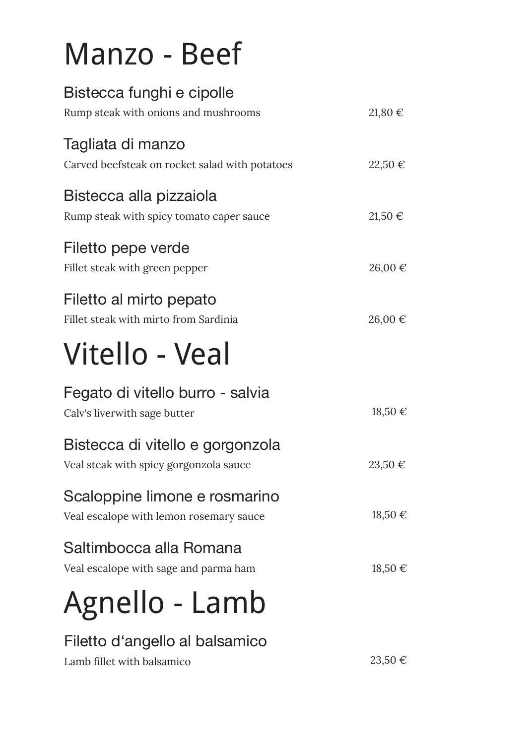# Manzo - Beef

### Bistecca funghi e cipolle
Rump steak with onions and mushrooms 21,80 €

### Tagliata di manzo
Carved beefsteak on rocket salad with potatoes 22,50 €

### Bistecca alla pizzaiola
Rump steak with spicy tomato caper sauce 21,50 €

### Filetto pepe verde
Fillet steak with green pepper 26,00 €

### Filetto al mirto pepato
Fillet steak with mirto from Sardinia 26,00 €

# Vitello - Veal

### Fegato di vitello burro - salvia
Calv's liverwith sage butter 18,50 €

### Bistecca di vitello e gorgonzola
Veal steak with spicy gorgonzola sauce 23,50 €

### Scaloppine limone e rosmarino
Veal escalope with lemon rosemary sauce 18,50 €

### Saltimbocca alla Romana
Veal escalope with sage and parma ham 18,50 €

# Agnello - Lamb

### Filetto d'angello al balsamico
Lamb fillet with balsamico 23,50 €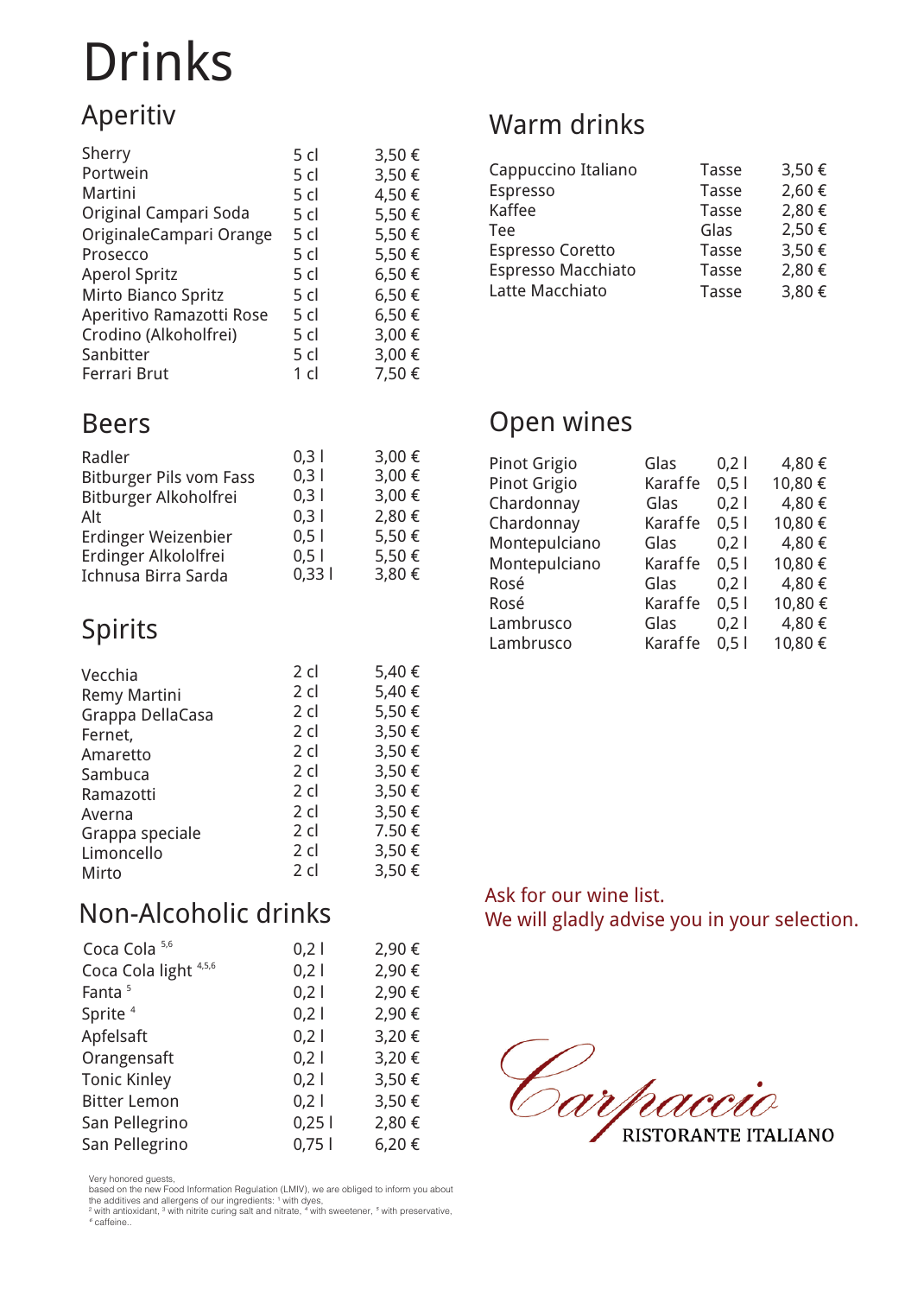# Drinks

## Aperitiv

| | | |
|---|---|---|
| Sherry | 5 cl | 3,50 € |
| Portwein | 5 cl | 3,50 € |
| Martini | 5 cl | 4,50 € |
| Original Campari Soda | 5 cl | 5,50 € |
| OriginaleCampari Orange | 5 cl | 5,50 € |
| Prosecco | 5 cl | 5,50 € |
| Aperol Spritz | 5 cl | 6,50 € |
| Mirto Bianco Spritz | 5 cl | 6,50 € |
| Aperitivo Ramazotti Rose | 5 cl | 6,50 € |
| Crodino (Alkoholfrei) | 5 cl | 3,00 € |
| Sanbitter | 5 cl | 3,00 € |
| Ferrari Brut | 1 cl | 7,50 € |

## Beers

| | | |
|---|---|---|
| Radler | 0,3 l | 3,00 € |
| Bitburger Pils vom Fass | 0,3 l | 3,00 € |
| Bitburger Alkoholfrei | 0,3 l | 3,00 € |
| Alt | 0,3 l | 2,80 € |
| Erdinger Weizenbier | 0,5 l | 5,50 € |
| Erdinger Alkololfrei | 0,5 l | 5,50 € |
| Ichnusa Birra Sarda | 0,33 l | 3,80 € |

## Spirits

| | | |
|---|---|---|
| Vecchia | 2 cl | 5,40 € |
| Remy Martini | 2 cl | 5,40 € |
| Grappa DellaCasa | 2 cl | 5,50 € |
| Fernet, | 2 cl | 3,50 € |
| Amaretto | 2 cl | 3,50 € |
| Sambuca | 2 cl | 3,50 € |
| Ramazotti | 2 cl | 3,50 € |
| Averna | 2 cl | 3,50 € |
| Grappa speciale | 2 cl | 7.50 € |
| Limoncello | 2 cl | 3,50 € |
| Mirto | 2 cl | 3,50 € |

## Non-Alcoholic drinks

| | | |
|---|---|---|
| Coca Cola [5,6] | 0,2 l | 2,90 € |
| Coca Cola light [4,5,6] | 0,2 l | 2,90 € |
| Fanta [5] | 0,2 l | 2,90 € |
| Sprite [4] | 0,2 l | 2,90 € |
| Apfelsaft | 0,2 l | 3,20 € |
| Orangensaft | 0,2 l | 3,20 € |
| Tonic Kinley | 0,2 l | 3,50 € |
| Bitter Lemon | 0,2 l | 3,50 € |
| San Pellegrino | 0,25 l | 2,80 € |
| San Pellegrino | 0,75 l | 6,20 € |

## Warm drinks

| | | |
|---|---|---|
| Cappuccino Italiano | Tasse | 3,50 € |
| Espresso | Tasse | 2,60 € |
| Kaffee | Tasse | 2,80 € |
| Tee | Glas | 2,50 € |
| Espresso Coretto | Tasse | 3,50 € |
| Espresso Macchiato | Tasse | 2,80 € |
| Latte Macchiato | Tasse | 3,80 € |

## Open wines

| | | | |
|---|---|---|---|
| Pinot Grigio | Glas | 0,2 l | 4,80 € |
| Pinot Grigio | Karaffe | 0,5 l | 10,80 € |
| Chardonnay | Glas | 0,2 l | 4,80 € |
| Chardonnay | Karaffe | 0,5 l | 10,80 € |
| Montepulciano | Glas | 0,2 l | 4,80 € |
| Montepulciano | Karaffe | 0,5 l | 10,80 € |
| Rosé | Glas | 0,2 l | 4,80 € |
| Rosé | Karaffe | 0,5 l | 10,80 € |
| Lambrusco | Glas | 0,2 l | 4,80 € |
| Lambrusco | Karaffe | 0,5 l | 10,80 € |

Ask for our wine list.
We will gladly advise you in your selection.

Carpaccio
RISTORANTE ITALIANO

Very honored guests,
based on the new Food Information Regulation (LMIV), we are obliged to inform you about the additives and allergens of our ingredients: [1] with dyes, [2] with antioxidant, [3] with nitrite curing salt and nitrate, [4] with sweetener, [5] with preservative, [6] caffeine..